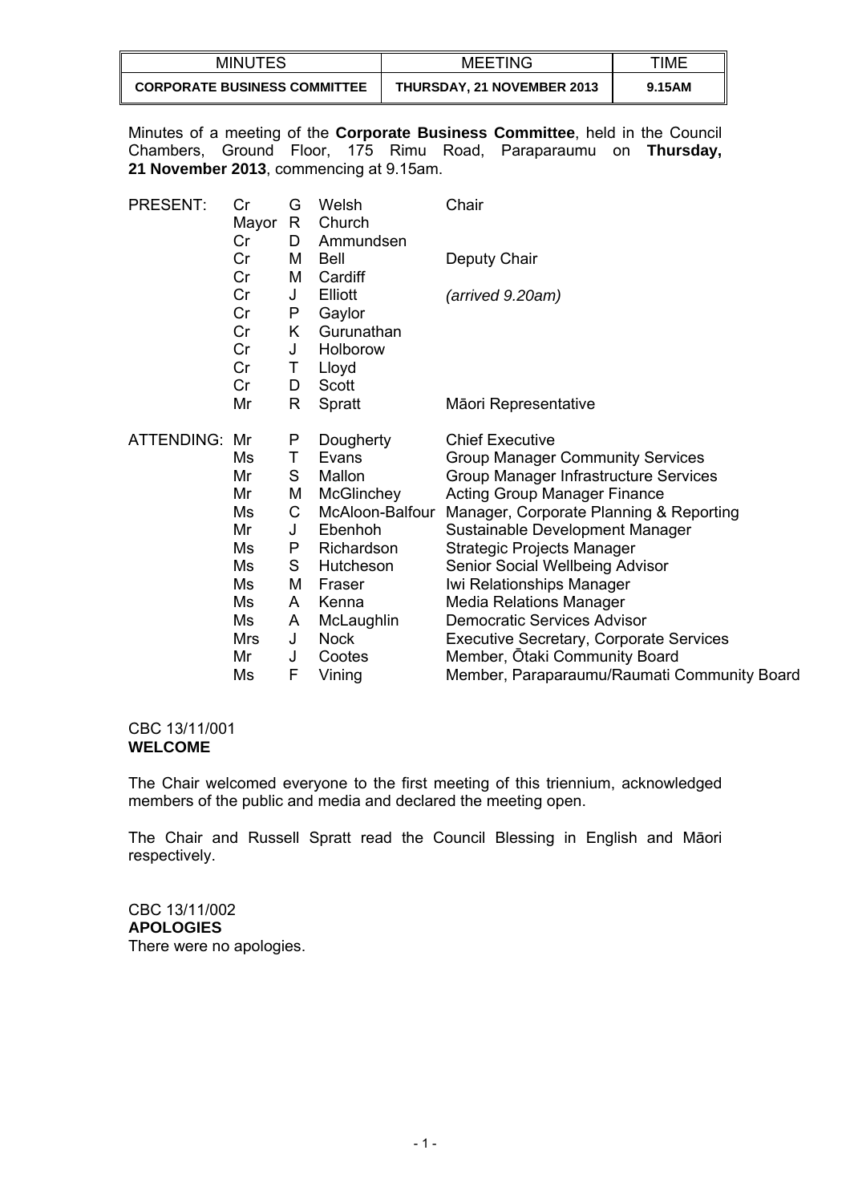| MINUTES | MEETING | TIME |
|---|---|---|
| **CORPORATE BUSINESS COMMITTEE** | **THURSDAY, 21 NOVEMBER 2013** | **9.15AM** |

Minutes of a meeting of the **Corporate Business Committee**, held in the Council Chambers, Ground Floor, 175 Rimu Road, Paraparaumu on **Thursday, 21 November 2013**, commencing at 9.15am.

| | | | | |
|---|---|---|---|---|
| PRESENT: | Cr | G | Welsh | Chair |
| | Mayor | R | Church | |
| | Cr | D | Ammundsen | |
| | Cr | M | Bell | Deputy Chair |
| | Cr | M | Cardiff | |
| | Cr | J | Elliott | *(arrived 9.20am)* |
| | Cr | P | Gaylor | |
| | Cr | K | Gurunathan | |
| | Cr | J | Holborow | |
| | Cr | T | Lloyd | |
| | Cr | D | Scott | |
| | Mr | R | Spratt | Māori Representative |
| ATTENDING: | Mr | P | Dougherty | Chief Executive |
| | Ms | T | Evans | Group Manager Community Services |
| | Mr | S | Mallon | Group Manager Infrastructure Services |
| | Mr | M | McGlinchey | Acting Group Manager Finance |
| | Ms | C | McAloon-Balfour | Manager, Corporate Planning & Reporting |
| | Mr | J | Ebenhoh | Sustainable Development Manager |
| | Ms | P | Richardson | Strategic Projects Manager |
| | Ms | S | Hutcheson | Senior Social Wellbeing Advisor |
| | Ms | M | Fraser | Iwi Relationships Manager |
| | Ms | A | Kenna | Media Relations Manager |
| | Ms | A | McLaughlin | Democratic Services Advisor |
| | Mrs | J | Nock | Executive Secretary, Corporate Services |
| | Mr | J | Cootes | Member, Ōtaki Community Board |
| | Ms | F | Vining | Member, Paraparaumu/Raumati Community Board |

CBC 13/11/001
**WELCOME**

The Chair welcomed everyone to the first meeting of this triennium, acknowledged members of the public and media and declared the meeting open.

The Chair and Russell Spratt read the Council Blessing in English and Māori respectively.

CBC 13/11/002
**APOLOGIES**
There were no apologies.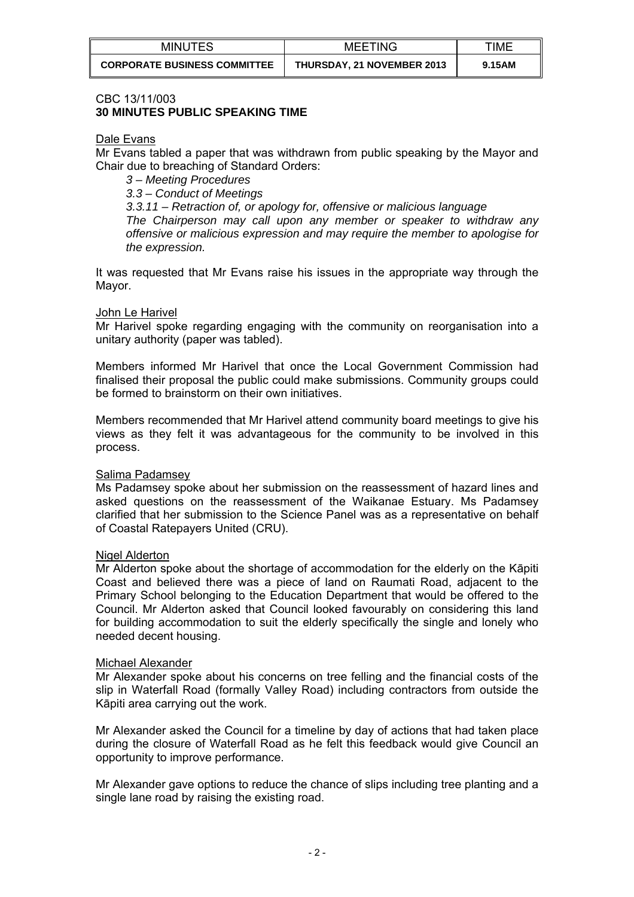| MINUTES | MEETING | TIME |
|---|---|---|
| **CORPORATE BUSINESS COMMITTEE** | **THURSDAY, 21 NOVEMBER 2013** | **9.15AM** |

CBC 13/11/003
**30 MINUTES PUBLIC SPEAKING TIME**

Dale Evans

Mr Evans tabled a paper that was withdrawn from public speaking by the Mayor and Chair due to breaching of Standard Orders:

> *3 – Meeting Procedures*
>
> *3.3 – Conduct of Meetings*
>
> *3.3.11 – Retraction of, or apology for, offensive or malicious language*
>
> *The Chairperson may call upon any member or speaker to withdraw any offensive or malicious expression and may require the member to apologise for the expression.*

It was requested that Mr Evans raise his issues in the appropriate way through the Mayor.

John Le Harivel

Mr Harivel spoke regarding engaging with the community on reorganisation into a unitary authority (paper was tabled).

Members informed Mr Harivel that once the Local Government Commission had finalised their proposal the public could make submissions. Community groups could be formed to brainstorm on their own initiatives.

Members recommended that Mr Harivel attend community board meetings to give his views as they felt it was advantageous for the community to be involved in this process.

Salima Padamsey

Ms Padamsey spoke about her submission on the reassessment of hazard lines and asked questions on the reassessment of the Waikanae Estuary. Ms Padamsey clarified that her submission to the Science Panel was as a representative on behalf of Coastal Ratepayers United (CRU).

Nigel Alderton

Mr Alderton spoke about the shortage of accommodation for the elderly on the Kāpiti Coast and believed there was a piece of land on Raumati Road, adjacent to the Primary School belonging to the Education Department that would be offered to the Council. Mr Alderton asked that Council looked favourably on considering this land for building accommodation to suit the elderly specifically the single and lonely who needed decent housing.

Michael Alexander

Mr Alexander spoke about his concerns on tree felling and the financial costs of the slip in Waterfall Road (formally Valley Road) including contractors from outside the Kāpiti area carrying out the work.

Mr Alexander asked the Council for a timeline by day of actions that had taken place during the closure of Waterfall Road as he felt this feedback would give Council an opportunity to improve performance.

Mr Alexander gave options to reduce the chance of slips including tree planting and a single lane road by raising the existing road.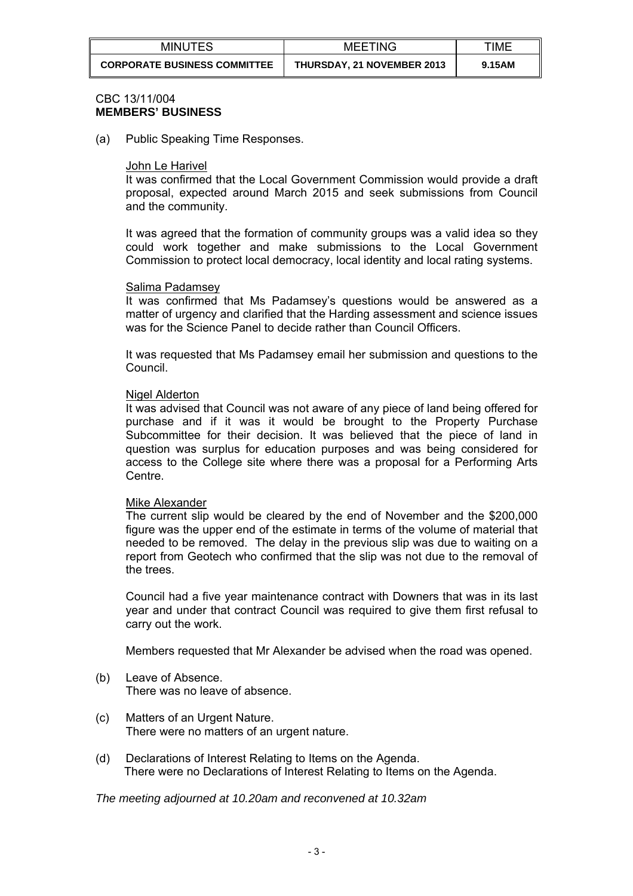| MINUTES | MEETING | TIME |
|---|---|---|
| **CORPORATE BUSINESS COMMITTEE** | **THURSDAY, 21 NOVEMBER 2013** | **9.15AM** |

CBC 13/11/004
**MEMBERS' BUSINESS**

(a) Public Speaking Time Responses.

John Le Harivel
It was confirmed that the Local Government Commission would provide a draft proposal, expected around March 2015 and seek submissions from Council and the community.

It was agreed that the formation of community groups was a valid idea so they could work together and make submissions to the Local Government Commission to protect local democracy, local identity and local rating systems.

Salima Padamsey
It was confirmed that Ms Padamsey's questions would be answered as a matter of urgency and clarified that the Harding assessment and science issues was for the Science Panel to decide rather than Council Officers.

It was requested that Ms Padamsey email her submission and questions to the Council.

Nigel Alderton
It was advised that Council was not aware of any piece of land being offered for purchase and if it was it would be brought to the Property Purchase Subcommittee for their decision. It was believed that the piece of land in question was surplus for education purposes and was being considered for access to the College site where there was a proposal for a Performing Arts Centre.

Mike Alexander
The current slip would be cleared by the end of November and the $200,000 figure was the upper end of the estimate in terms of the volume of material that needed to be removed. The delay in the previous slip was due to waiting on a report from Geotech who confirmed that the slip was not due to the removal of the trees.

Council had a five year maintenance contract with Downers that was in its last year and under that contract Council was required to give them first refusal to carry out the work.

Members requested that Mr Alexander be advised when the road was opened.

(b) Leave of Absence.
There was no leave of absence.

(c) Matters of an Urgent Nature.
There were no matters of an urgent nature.

(d) Declarations of Interest Relating to Items on the Agenda.
There were no Declarations of Interest Relating to Items on the Agenda.

*The meeting adjourned at 10.20am and reconvened at 10.32am*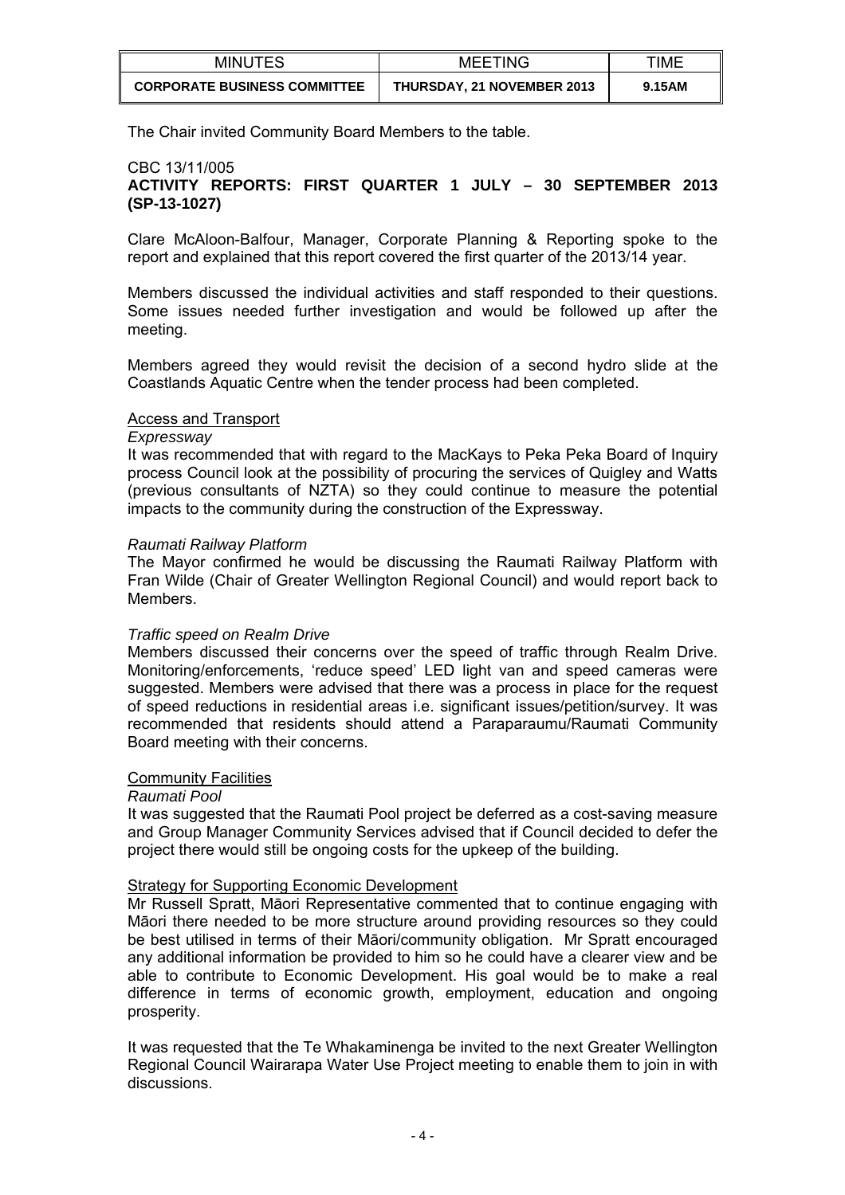The Chair invited Community Board Members to the table.

CBC 13/11/005

**ACTIVITY REPORTS: FIRST QUARTER 1 JULY – 30 SEPTEMBER 2013 (SP-13-1027)**

Clare McAloon-Balfour, Manager, Corporate Planning & Reporting spoke to the report and explained that this report covered the first quarter of the 2013/14 year.

Members discussed the individual activities and staff responded to their questions. Some issues needed further investigation and would be followed up after the meeting.

Members agreed they would revisit the decision of a second hydro slide at the Coastlands Aquatic Centre when the tender process had been completed.

<u>Access and Transport</u>

*Expressway*

It was recommended that with regard to the MacKays to Peka Peka Board of Inquiry process Council look at the possibility of procuring the services of Quigley and Watts (previous consultants of NZTA) so they could continue to measure the potential impacts to the community during the construction of the Expressway.

*Raumati Railway Platform*

The Mayor confirmed he would be discussing the Raumati Railway Platform with Fran Wilde (Chair of Greater Wellington Regional Council) and would report back to Members.

*Traffic speed on Realm Drive*

Members discussed their concerns over the speed of traffic through Realm Drive. Monitoring/enforcements, 'reduce speed' LED light van and speed cameras were suggested. Members were advised that there was a process in place for the request of speed reductions in residential areas i.e. significant issues/petition/survey. It was recommended that residents should attend a Paraparaumu/Raumati Community Board meeting with their concerns.

<u>Community Facilities</u>

*Raumati Pool*

It was suggested that the Raumati Pool project be deferred as a cost-saving measure and Group Manager Community Services advised that if Council decided to defer the project there would still be ongoing costs for the upkeep of the building.

<u>Strategy for Supporting Economic Development</u>

Mr Russell Spratt, Māori Representative commented that to continue engaging with Māori there needed to be more structure around providing resources so they could be best utilised in terms of their Māori/community obligation. Mr Spratt encouraged any additional information be provided to him so he could have a clearer view and be able to contribute to Economic Development. His goal would be to make a real difference in terms of economic growth, employment, education and ongoing prosperity.

It was requested that the Te Whakaminenga be invited to the next Greater Wellington Regional Council Wairarapa Water Use Project meeting to enable them to join in with discussions.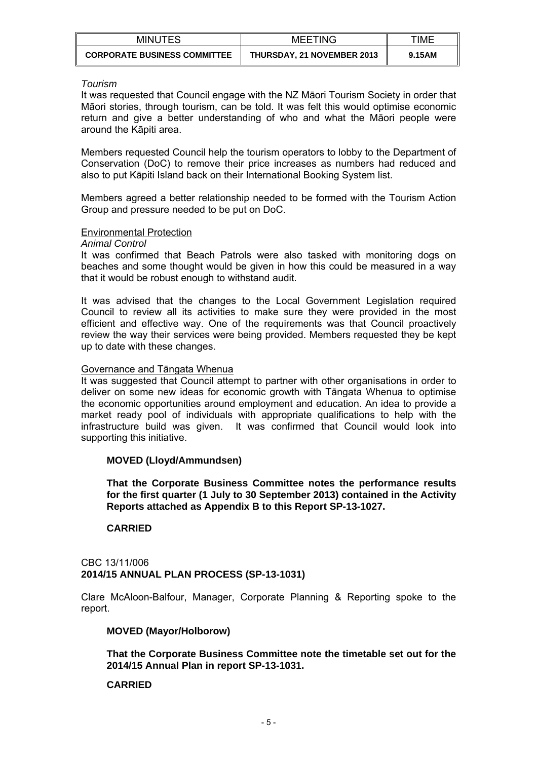*Tourism*

It was requested that Council engage with the NZ Māori Tourism Society in order that Māori stories, through tourism, can be told. It was felt this would optimise economic return and give a better understanding of who and what the Māori people were around the Kāpiti area.

Members requested Council help the tourism operators to lobby to the Department of Conservation (DoC) to remove their price increases as numbers had reduced and also to put Kāpiti Island back on their International Booking System list.

Members agreed a better relationship needed to be formed with the Tourism Action Group and pressure needed to be put on DoC.

Environmental Protection

*Animal Control*

It was confirmed that Beach Patrols were also tasked with monitoring dogs on beaches and some thought would be given in how this could be measured in a way that it would be robust enough to withstand audit.

It was advised that the changes to the Local Government Legislation required Council to review all its activities to make sure they were provided in the most efficient and effective way. One of the requirements was that Council proactively review the way their services were being provided. Members requested they be kept up to date with these changes.

Governance and Tāngata Whenua

It was suggested that Council attempt to partner with other organisations in order to deliver on some new ideas for economic growth with Tāngata Whenua to optimise the economic opportunities around employment and education. An idea to provide a market ready pool of individuals with appropriate qualifications to help with the infrastructure build was given. It was confirmed that Council would look into supporting this initiative.

**MOVED (Lloyd/Ammundsen)**

**That the Corporate Business Committee notes the performance results for the first quarter (1 July to 30 September 2013) contained in the Activity Reports attached as Appendix B to this Report SP-13-1027.**

**CARRIED**

CBC 13/11/006

**2014/15 ANNUAL PLAN PROCESS (SP-13-1031)**

Clare McAloon-Balfour, Manager, Corporate Planning & Reporting spoke to the report.

**MOVED (Mayor/Holborow)**

**That the Corporate Business Committee note the timetable set out for the 2014/15 Annual Plan in report SP-13-1031.**

**CARRIED**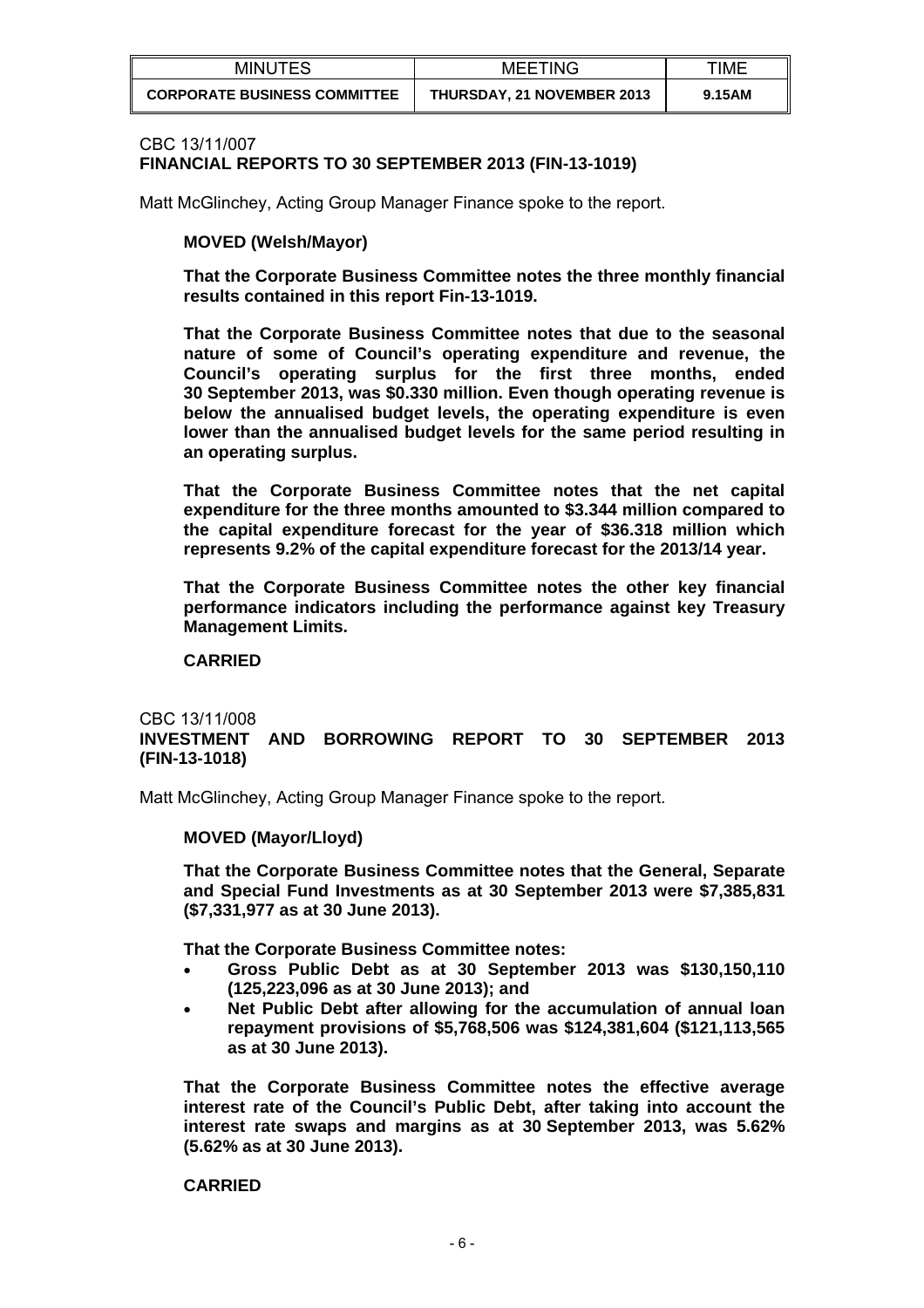| MINUTES | MEETING | TIME |
| --- | --- | --- |
| **CORPORATE BUSINESS COMMITTEE** | **THURSDAY, 21 NOVEMBER 2013** | **9.15AM** |

CBC 13/11/007
**FINANCIAL REPORTS TO 30 SEPTEMBER 2013 (FIN-13-1019)**

Matt McGlinchey, Acting Group Manager Finance spoke to the report.

**MOVED (Welsh/Mayor)**

**That the Corporate Business Committee notes the three monthly financial results contained in this report Fin-13-1019.**

**That the Corporate Business Committee notes that due to the seasonal nature of some of Council's operating expenditure and revenue, the Council's operating surplus for the first three months, ended 30 September 2013, was $0.330 million. Even though operating revenue is below the annualised budget levels, the operating expenditure is even lower than the annualised budget levels for the same period resulting in an operating surplus.**

**That the Corporate Business Committee notes that the net capital expenditure for the three months amounted to $3.344 million compared to the capital expenditure forecast for the year of $36.318 million which represents 9.2% of the capital expenditure forecast for the 2013/14 year.**

**That the Corporate Business Committee notes the other key financial performance indicators including the performance against key Treasury Management Limits.**

**CARRIED**

CBC 13/11/008
**INVESTMENT AND BORROWING REPORT TO 30 SEPTEMBER 2013 (FIN-13-1018)**

Matt McGlinchey, Acting Group Manager Finance spoke to the report.

**MOVED (Mayor/Lloyd)**

**That the Corporate Business Committee notes that the General, Separate and Special Fund Investments as at 30 September 2013 were $7,385,831 ($7,331,977 as at 30 June 2013).**

**That the Corporate Business Committee notes:**

- **Gross Public Debt as at 30 September 2013 was $130,150,110 (125,223,096 as at 30 June 2013); and**
- **Net Public Debt after allowing for the accumulation of annual loan repayment provisions of $5,768,506 was $124,381,604 ($121,113,565 as at 30 June 2013).**

**That the Corporate Business Committee notes the effective average interest rate of the Council's Public Debt, after taking into account the interest rate swaps and margins as at 30 September 2013, was 5.62% (5.62% as at 30 June 2013).**

**CARRIED**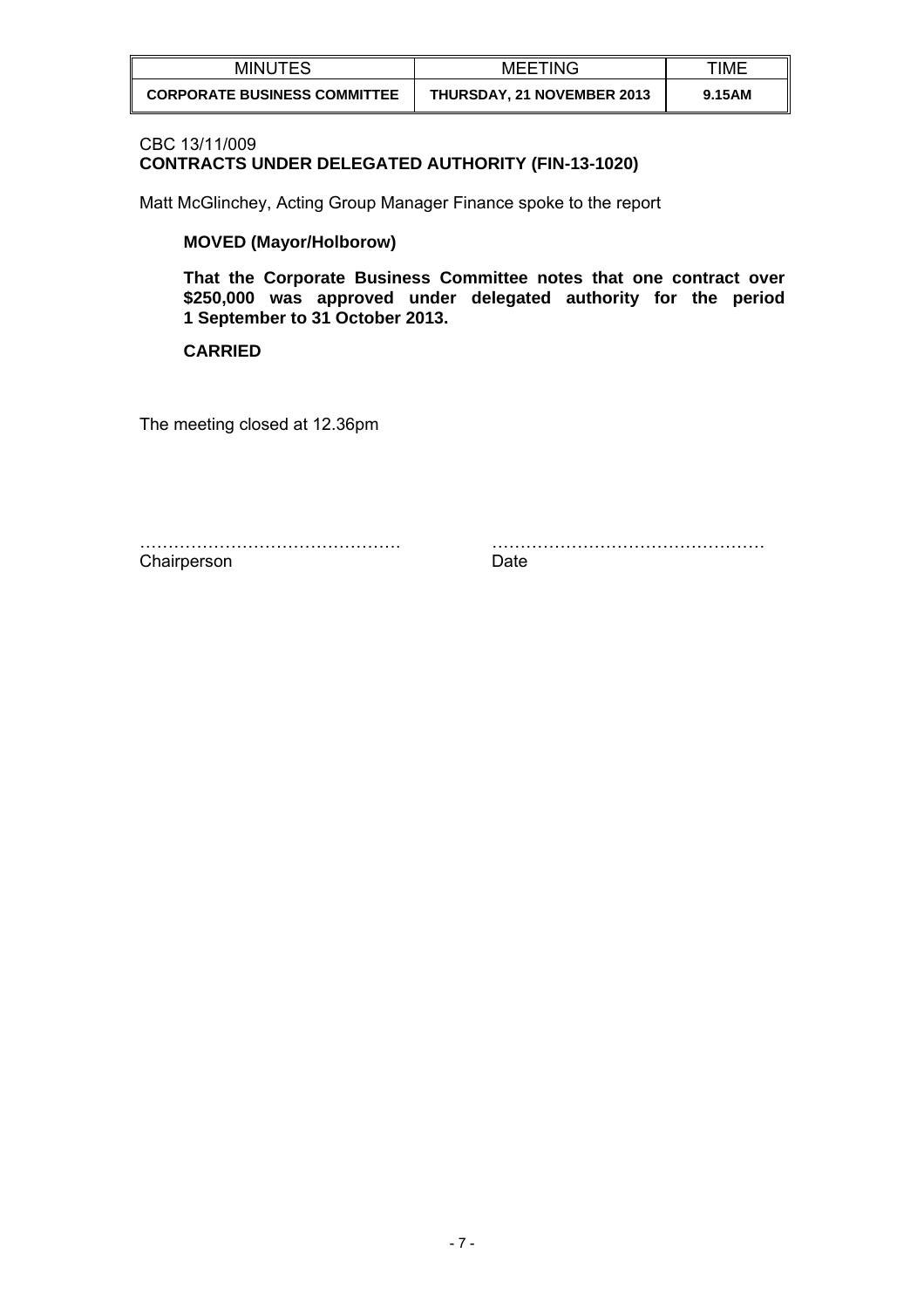| MINUTES | MEETING | TIME |
| --- | --- | --- |
| **CORPORATE BUSINESS COMMITTEE** | **THURSDAY, 21 NOVEMBER 2013** | **9.15AM** |

CBC 13/11/009
**CONTRACTS UNDER DELEGATED AUTHORITY (FIN-13-1020)**

Matt McGlinchey, Acting Group Manager Finance spoke to the report

**MOVED (Mayor/Holborow)**

**That the Corporate Business Committee notes that one contract over $250,000 was approved under delegated authority for the period 1 September to 31 October 2013.**

**CARRIED**

The meeting closed at 12.36pm

……………………………………… ………………………………………
Chairperson Date